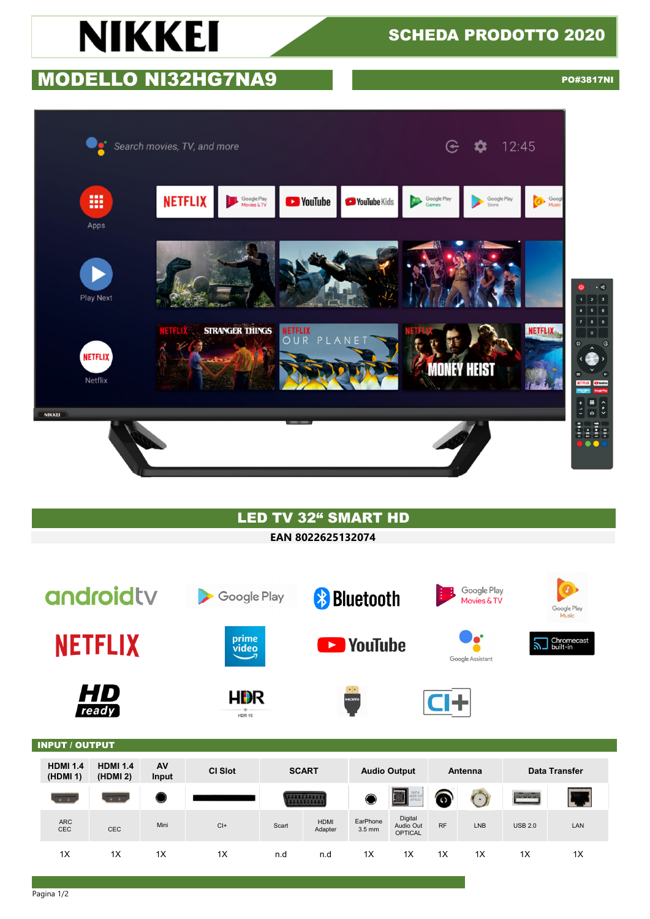# NIKKEI

**SCHEDA PRODOTTO 2020**

## MODELLO NI32HG7NA9

**PO#3817NI**

## LED TV 32" SMART HD

**EAN 8022625132074**

### INPUT / OUTPUT

| HDMI 1.4 (HDMI 1) | HDMI 1.4 (HDMI 2) | AV Input | CI Slot | SCART | | Audio Output | | Antenna | | Data Transfer | |
|---|---|---|---|---|---|---|---|---|---|---|---|
| ARC CEC | CEC | Mini | CI+ | Scart | HDMI Adapter | EarPhone 3.5 mm | Digital Audio Out OPTICAL | RF | LNB | USB 2.0 | LAN |
| 1X | 1X | 1X | 1X | n.d | n.d | 1X | 1X | 1X | 1X | 1X | 1X |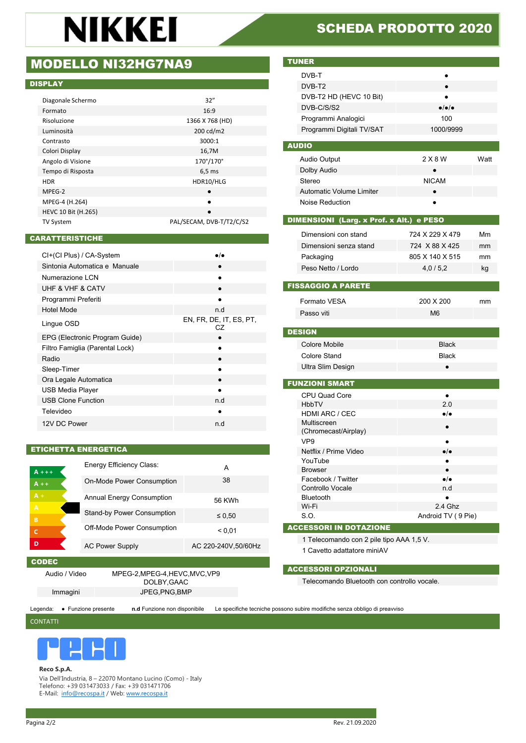# NIKKEI

## SCHEDA PRODOTTO 2020

# MODELLO NI32HG7NA9

## DISPLAY

| | |
|---|---|
| Diagonale Schermo | 32" |
| Formato | 16:9 |
| Risoluzione | 1366 X 768 (HD) |
| Luminosità | 200 cd/m2 |
| Contrasto | 3000:1 |
| Colori Display | 16,7M |
| Angolo di Visione | 170°/170° |
| Tempo di Risposta | 6,5 ms |
| HDR | HDR10/HLG |
| MPEG-2 | • |
| MPEG-4 (H.264) | • |
| HEVC 10 Bit (H.265) | • |
| TV System | PAL/SECAM, DVB-T/T2/C/S2 |

## CARATTERISTICHE

| | |
|---|---|
| CI+(CI Plus) / CA-System | •/• |
| Sintonia Automatica e Manuale | • |
| Numerazione LCN | • |
| UHF & VHF & CATV | • |
| Programmi Preferiti | • |
| Hotel Mode | n.d |
| Lingue OSD | EN, FR, DE, IT, ES, PT, CZ |
| EPG (Electronic Program Guide) | • |
| Filtro Famiglia (Parental Lock) | • |
| Radio | • |
| Sleep-Timer | • |
| Ora Legale Automatica | • |
| USB Media Player | • |
| USB Clone Function | n.d |
| Televideo | • |
| 12V DC Power | n.d |

## ETICHETTA ENERGETICA

A +++
A ++
A +
A
B
C
D

| | |
|---|---|
| Energy Efficiency Class: | A |
| On-Mode Power Consumption | 38 |
| Annual Energy Consumption | 56 KWh |
| Stand-by Power Consumption | ≤ 0,50 |
| Off-Mode Power Consumption | < 0,01 |
| AC Power Supply | AC 220-240V,50/60Hz |

## CODEC

| | |
|---|---|
| Audio / Video | MPEG-2,MPEG-4,HEVC,MVC,VP9 DOLBY,GAAC |
| Immagini | JPEG,PNG,BMP |

## TUNER

| | |
|---|---|
| DVB-T | • |
| DVB-T2 | • |
| DVB-T2 HD (HEVC 10 Bit) | • |
| DVB-C/S/S2 | •/•/• |
| Programmi Analogici | 100 |
| Programmi Digitali TV/SAT | 1000/9999 |

## AUDIO

| | | |
|---|---|---|
| Audio Output | 2 X 8 W | Watt |
| Dolby Audio | • | |
| Stereo | NICAM | |
| Automatic Volume Limiter | • | |
| Noise Reduction | • | |

## DIMENSIONI (Larg. x Prof. x Alt.) e PESO

| | | |
|---|---|---|
| Dimensioni con stand | 724 X 229 X 479 | Mm |
| Dimensioni senza stand | 724 X 88 X 425 | mm |
| Packaging | 805 X 140 X 515 | mm |
| Peso Netto / Lordo | 4,0 / 5,2 | kg |

## FISSAGGIO A PARETE

| | | |
|---|---|---|
| Formato VESA | 200 X 200 | mm |
| Passo viti | M6 | |

## DESIGN

| | |
|---|---|
| Colore Mobile | Black |
| Colore Stand | Black |
| Ultra Slim Design | • |

## FUNZIONI SMART

| | |
|---|---|
| CPU Quad Core | • |
| HbbTV | 2.0 |
| HDMI ARC / CEC | •/• |
| Multiscreen (Chromecast/Airplay) | • |
| VP9 | • |
| Netflix / Prime Video | •/• |
| YouTube | • |
| Browser | • |
| Facebook / Twitter | •/• |
| Controllo Vocale | n.d |
| Bluetooth | • |
| Wi-Fi | 2.4 Ghz |
| S.O. | Android TV ( 9 Pie) |

## ACCESSORI IN DOTAZIONE

1 Telecomando con 2 pile tipo AAA 1,5 V.
1 Cavetto adattatore miniAV

## ACCESSORI OPZIONALI

Telecomando Bluetooth con controllo vocale.

Legenda: • Funzione presente **n.d** Funzione non disponibile Le specifiche tecniche possono subire modifiche senza obbligo di preavviso

## CONTATTI

**Reco S.p.A.**
Via Dell'Industria, 8 – 22070 Montano Lucino (Como) - Italy
Telefono: +39 031473033 / Fax: +39 031471706
E-Mail: info@recospa.it / Web: www.recospa.it

Rev. 21.09.2020